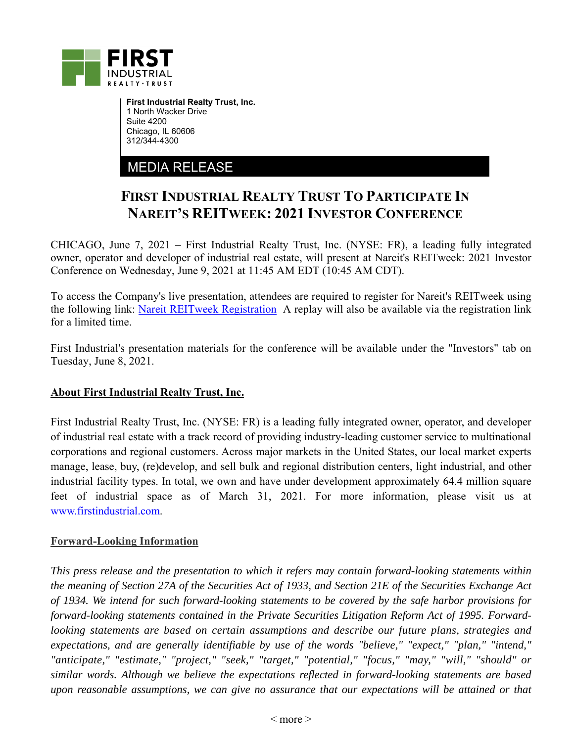**First Industrial Realty Trust, Inc.**
1 North Wacker Drive
Suite 4200
Chicago, IL 60606
312/344-4300

MEDIA RELEASE

# FIRST INDUSTRIAL REALTY TRUST TO PARTICIPATE IN NAREIT'S REITWEEK: 2021 INVESTOR CONFERENCE

CHICAGO, June 7, 2021 – First Industrial Realty Trust, Inc. (NYSE: FR), a leading fully integrated owner, operator and developer of industrial real estate, will present at Nareit's REITweek: 2021 Investor Conference on Wednesday, June 9, 2021 at 11:45 AM EDT (10:45 AM CDT).

To access the Company's live presentation, attendees are required to register for Nareit's REITweek using the following link: Nareit REITweek Registration  A replay will also be available via the registration link for a limited time.

First Industrial's presentation materials for the conference will be available under the "Investors" tab on Tuesday, June 8, 2021.

**About First Industrial Realty Trust, Inc.**

First Industrial Realty Trust, Inc. (NYSE: FR) is a leading fully integrated owner, operator, and developer of industrial real estate with a track record of providing industry-leading customer service to multinational corporations and regional customers. Across major markets in the United States, our local market experts manage, lease, buy, (re)develop, and sell bulk and regional distribution centers, light industrial, and other industrial facility types. In total, we own and have under development approximately 64.4 million square feet of industrial space as of March 31, 2021. For more information, please visit us at www.firstindustrial.com.

**Forward-Looking Information**

*This press release and the presentation to which it refers may contain forward-looking statements within the meaning of Section 27A of the Securities Act of 1933, and Section 21E of the Securities Exchange Act of 1934. We intend for such forward-looking statements to be covered by the safe harbor provisions for forward-looking statements contained in the Private Securities Litigation Reform Act of 1995. Forward-looking statements are based on certain assumptions and describe our future plans, strategies and expectations, and are generally identifiable by use of the words "believe," "expect," "plan," "intend," "anticipate," "estimate," "project," "seek," "target," "potential," "focus," "may," "will," "should" or similar words. Although we believe the expectations reflected in forward-looking statements are based upon reasonable assumptions, we can give no assurance that our expectations will be attained or that*

< more >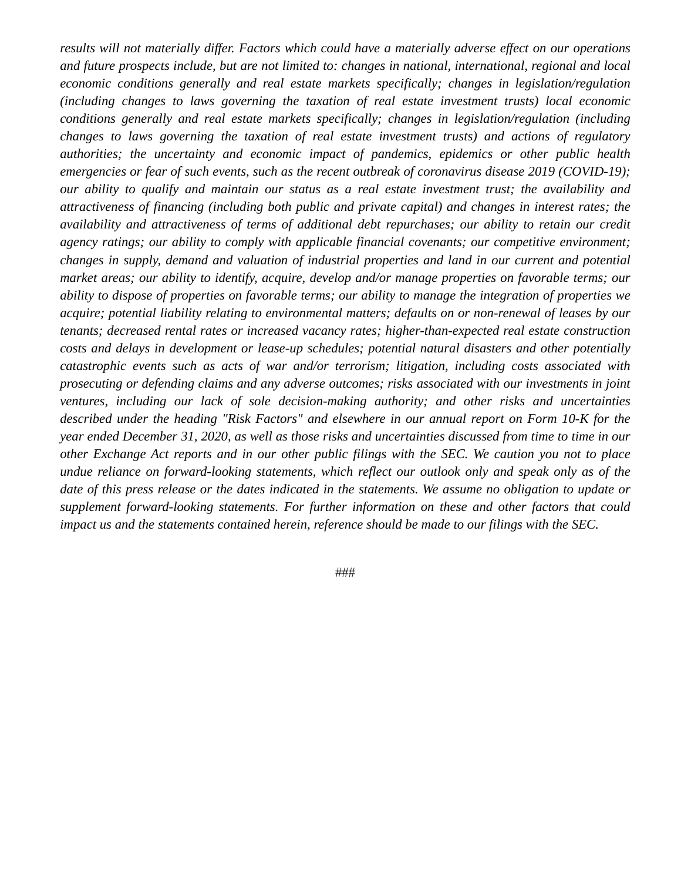*results will not materially differ. Factors which could have a materially adverse effect on our operations and future prospects include, but are not limited to: changes in national, international, regional and local economic conditions generally and real estate markets specifically; changes in legislation/regulation (including changes to laws governing the taxation of real estate investment trusts) local economic conditions generally and real estate markets specifically; changes in legislation/regulation (including changes to laws governing the taxation of real estate investment trusts) and actions of regulatory authorities; the uncertainty and economic impact of pandemics, epidemics or other public health emergencies or fear of such events, such as the recent outbreak of coronavirus disease 2019 (COVID-19); our ability to qualify and maintain our status as a real estate investment trust; the availability and attractiveness of financing (including both public and private capital) and changes in interest rates; the availability and attractiveness of terms of additional debt repurchases; our ability to retain our credit agency ratings; our ability to comply with applicable financial covenants; our competitive environment; changes in supply, demand and valuation of industrial properties and land in our current and potential market areas; our ability to identify, acquire, develop and/or manage properties on favorable terms; our ability to dispose of properties on favorable terms; our ability to manage the integration of properties we acquire; potential liability relating to environmental matters; defaults on or non-renewal of leases by our tenants; decreased rental rates or increased vacancy rates; higher-than-expected real estate construction costs and delays in development or lease-up schedules; potential natural disasters and other potentially catastrophic events such as acts of war and/or terrorism; litigation, including costs associated with prosecuting or defending claims and any adverse outcomes; risks associated with our investments in joint ventures, including our lack of sole decision-making authority; and other risks and uncertainties described under the heading "Risk Factors" and elsewhere in our annual report on Form 10-K for the year ended December 31, 2020, as well as those risks and uncertainties discussed from time to time in our other Exchange Act reports and in our other public filings with the SEC. We caution you not to place undue reliance on forward-looking statements, which reflect our outlook only and speak only as of the date of this press release or the dates indicated in the statements. We assume no obligation to update or supplement forward-looking statements. For further information on these and other factors that could impact us and the statements contained herein, reference should be made to our filings with the SEC.*

###